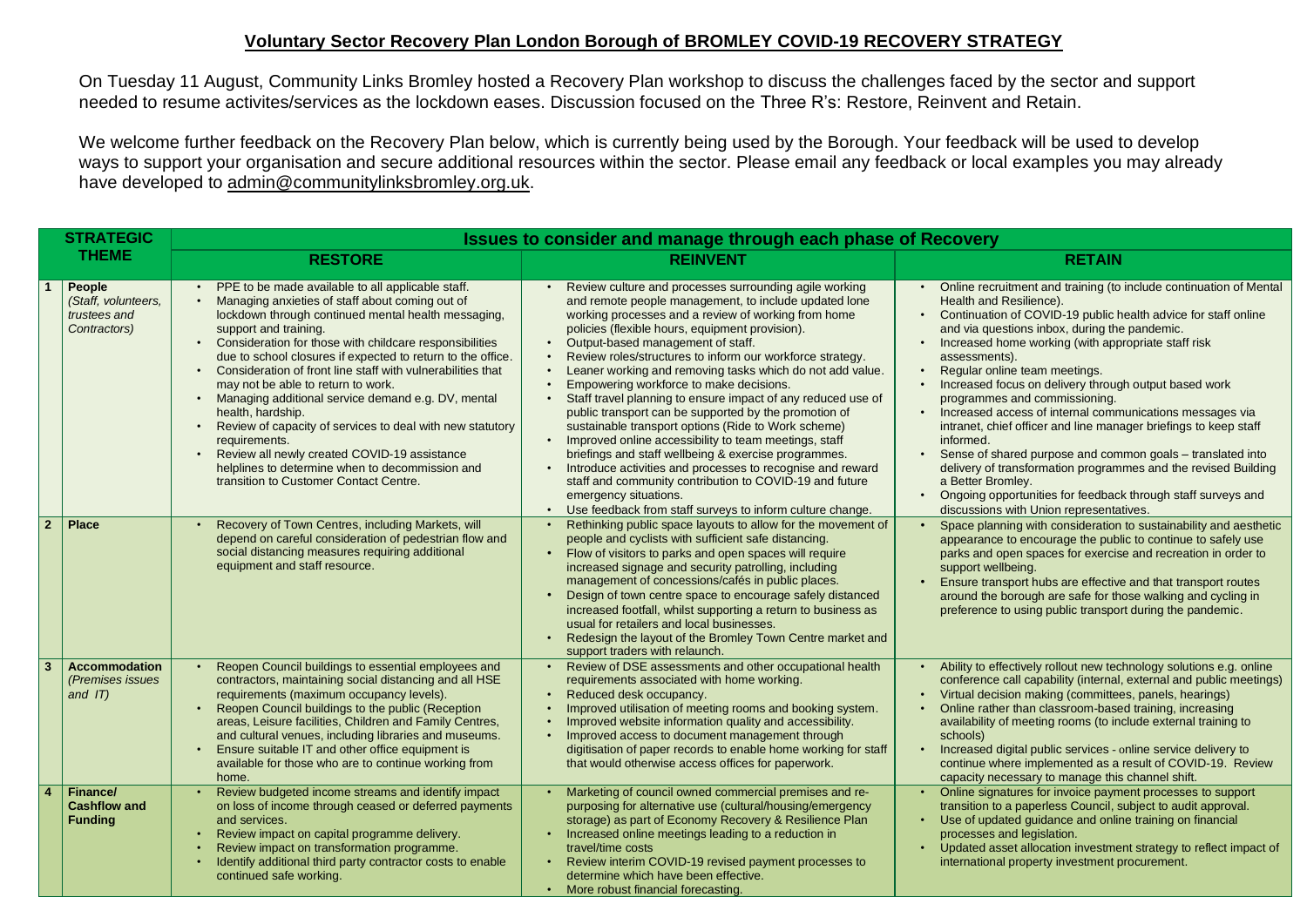## Voluntary Sector Recovery Plan London Borough of BROMLEY COVID-19 RECOVERY STRATEGY

On Tuesday 11 August, Community Links Bromley hosted a Recovery Plan workshop to discuss the challenges faced by the sector and support needed to resume activites/services as the lockdown eases. Discussion focused on the Three R's: Restore, Reinvent and Retain.

We welcome further feedback on the Recovery Plan below, which is currently being used by the Borough. Your feedback will be used to develop ways to support your organisation and secure additional resources within the sector. Please email any feedback or local examples you may already have developed to admin@communitylinksbromley.org.uk.

| STRATEGIC THEME | | Issues to consider and manage through each phase of Recovery | | |
|---|---|---|---|---|
| | | **RESTORE** | **REINVENT** | **RETAIN** |
| 1 | **People** *(Staff, volunteers, trustees and Contractors)* | • PPE to be made available to all applicable staff.<br>• Managing anxieties of staff about coming out of lockdown through continued mental health messaging, support and training.<br>• Consideration for those with childcare responsibilities due to school closures if expected to return to the office.<br>• Consideration of front line staff with vulnerabilities that may not be able to return to work.<br>• Managing additional service demand e.g. DV, mental health, hardship.<br>• Review of capacity of services to deal with new statutory requirements.<br>• Review all newly created COVID-19 assistance helplines to determine when to decommission and transition to Customer Contact Centre. | • Review culture and processes surrounding agile working and remote people management, to include updated lone working processes and a review of working from home policies (flexible hours, equipment provision).<br>• Output-based management of staff.<br>• Review roles/structures to inform our workforce strategy.<br>• Leaner working and removing tasks which do not add value.<br>• Empowering workforce to make decisions.<br>• Staff travel planning to ensure impact of any reduced use of public transport can be supported by the promotion of sustainable transport options (Ride to Work scheme)<br>• Improved online accessibility to team meetings, staff briefings and staff wellbeing & exercise programmes.<br>• Introduce activities and processes to recognise and reward staff and community contribution to COVID-19 and future emergency situations.<br>• Use feedback from staff surveys to inform culture change. | • Online recruitment and training (to include continuation of Mental Health and Resilience).<br>• Continuation of COVID-19 public health advice for staff online and via questions inbox, during the pandemic.<br>• Increased home working (with appropriate staff risk assessments).<br>• Regular online team meetings.<br>• Increased focus on delivery through output based work programmes and commissioning.<br>• Increased access of internal communications messages via intranet, chief officer and line manager briefings to keep staff informed.<br>• Sense of shared purpose and common goals – translated into delivery of transformation programmes and the revised Building a Better Bromley.<br>• Ongoing opportunities for feedback through staff surveys and discussions with Union representatives. |
| 2 | **Place** | • Recovery of Town Centres, including Markets, will depend on careful consideration of pedestrian flow and social distancing measures requiring additional equipment and staff resource. | • Rethinking public space layouts to allow for the movement of people and cyclists with sufficient safe distancing.<br>• Flow of visitors to parks and open spaces will require increased signage and security patrolling, including management of concessions/cafés in public places.<br>• Design of town centre space to encourage safely distanced increased footfall, whilst supporting a return to business as usual for retailers and local businesses.<br>• Redesign the layout of the Bromley Town Centre market and support traders with relaunch. | • Space planning with consideration to sustainability and aesthetic appearance to encourage the public to continue to safely use parks and open spaces for exercise and recreation in order to support wellbeing.<br>• Ensure transport hubs are effective and that transport routes around the borough are safe for those walking and cycling in preference to using public transport during the pandemic. |
| 3 | **Accommodation** *(Premises issues and IT)* | • Reopen Council buildings to essential employees and contractors, maintaining social distancing and all HSE requirements (maximum occupancy levels).<br>• Reopen Council buildings to the public (Reception areas, Leisure facilities, Children and Family Centres, and cultural venues, including libraries and museums.<br>• Ensure suitable IT and other office equipment is available for those who are to continue working from home. | • Review of DSE assessments and other occupational health requirements associated with home working.<br>• Reduced desk occupancy.<br>• Improved utilisation of meeting rooms and booking system.<br>• Improved website information quality and accessibility.<br>• Improved access to document management through digitisation of paper records to enable home working for staff that would otherwise access offices for paperwork. | • Ability to effectively rollout new technology solutions e.g. online conference call capability (internal, external and public meetings)<br>• Virtual decision making (committees, panels, hearings)<br>• Online rather than classroom-based training, increasing availability of meeting rooms (to include external training to schools)<br>• Increased digital public services - online service delivery to continue where implemented as a result of COVID-19. Review capacity necessary to manage this channel shift. |
| 4 | **Finance/ Cashflow and Funding** | • Review budgeted income streams and identify impact on loss of income through ceased or deferred payments and services.<br>• Review impact on capital programme delivery.<br>• Review impact on transformation programme.<br>• Identify additional third party contractor costs to enable continued safe working. | • Marketing of council owned commercial premises and re-purposing for alternative use (cultural/housing/emergency storage) as part of Economy Recovery & Resilience Plan<br>• Increased online meetings leading to a reduction in travel/time costs<br>• Review interim COVID-19 revised payment processes to determine which have been effective.<br>• More robust financial forecasting. | • Online signatures for invoice payment processes to support transition to a paperless Council, subject to audit approval.<br>• Use of updated guidance and online training on financial processes and legislation.<br>• Updated asset allocation investment strategy to reflect impact of international property investment procurement. |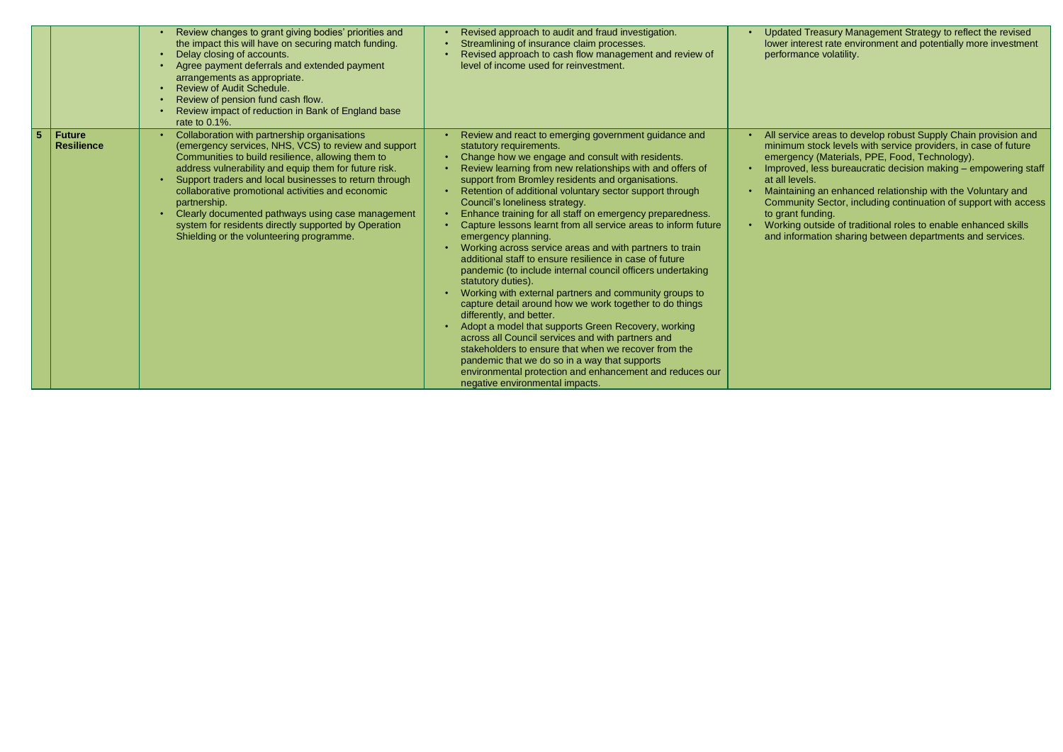| | | | | |
|---|---|---|---|---|
| | | • Review changes to grant giving bodies' priorities and the impact this will have on securing match funding.<br>• Delay closing of accounts.<br>• Agree payment deferrals and extended payment arrangements as appropriate.<br>• Review of Audit Schedule.<br>• Review of pension fund cash flow.<br>• Review impact of reduction in Bank of England base rate to 0.1%. | • Revised approach to audit and fraud investigation.<br>• Streamlining of insurance claim processes.<br>• Revised approach to cash flow management and review of level of income used for reinvestment. | • Updated Treasury Management Strategy to reflect the revised lower interest rate environment and potentially more investment performance volatility. |
| **5** | **Future Resilience** | • Collaboration with partnership organisations (emergency services, NHS, VCS) to review and support Communities to build resilience, allowing them to address vulnerability and equip them for future risk.<br>• Support traders and local businesses to return through collaborative promotional activities and economic partnership.<br>• Clearly documented pathways using case management system for residents directly supported by Operation Shielding or the volunteering programme. | • Review and react to emerging government guidance and statutory requirements.<br>• Change how we engage and consult with residents.<br>• Review learning from new relationships with and offers of support from Bromley residents and organisations.<br>• Retention of additional voluntary sector support through Council's loneliness strategy.<br>• Enhance training for all staff on emergency preparedness.<br>• Capture lessons learnt from all service areas to inform future emergency planning.<br>• Working across service areas and with partners to train additional staff to ensure resilience in case of future pandemic (to include internal council officers undertaking statutory duties).<br>• Working with external partners and community groups to capture detail around how we work together to do things differently, and better.<br>• Adopt a model that supports Green Recovery, working across all Council services and with partners and stakeholders to ensure that when we recover from the pandemic that we do so in a way that supports environmental protection and enhancement and reduces our negative environmental impacts. | • All service areas to develop robust Supply Chain provision and minimum stock levels with service providers, in case of future emergency (Materials, PPE, Food, Technology).<br>• Improved, less bureaucratic decision making – empowering staff at all levels.<br>• Maintaining an enhanced relationship with the Voluntary and Community Sector, including continuation of support with access to grant funding.<br>• Working outside of traditional roles to enable enhanced skills and information sharing between departments and services. |